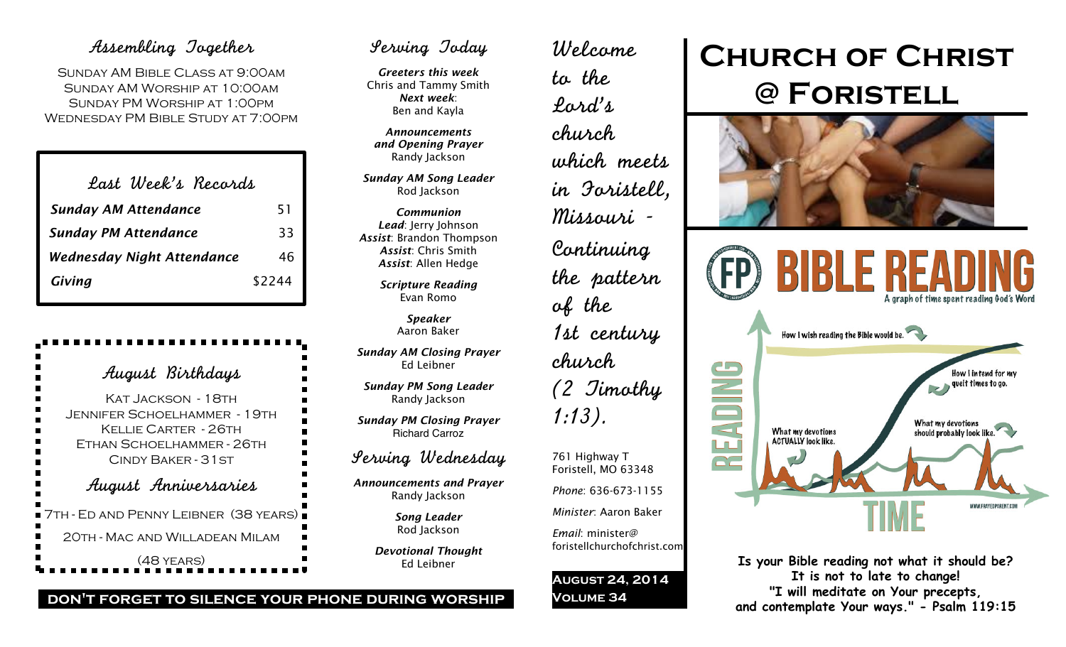## Assembling Together

Sunday AM Bible Class at 9:00am
Sunday AM Worship at 10:00am
Sunday PM Worship at 1:00pm
Wednesday PM Bible Study at 7:00pm

## Last Week's Records

| | |
|---|---|
| ***Sunday AM Attendance*** | 51 |
| ***Sunday PM Attendance*** | 33 |
| ***Wednesday Night Attendance*** | 46 |
| ***Giving*** | $2244 |

## August Birthdays

Kat Jackson - 18th
Jennifer Schoelhammer - 19th
Kellie Carter - 26th
Ethan Schoelhammer - 26th
Cindy Baker - 31st

## August Anniversaries

7th - Ed and Penny Leibner (38 years)
20th - Mac and Willadean Milam (48 years)

**DON'T FORGET TO SILENCE YOUR PHONE DURING WORSHIP**

## Serving Today

***Greeters this week***
Chris and Tammy Smith
***Next week***:
Ben and Kayla

***Announcements and Opening Prayer***
Randy Jackson

***Sunday AM Song Leader***
Rod Jackson

***Communion***
***Lead***: Jerry Johnson
***Assist***: Brandon Thompson
***Assist***: Chris Smith
***Assist***: Allen Hedge

***Scripture Reading***
Evan Romo

***Speaker***
Aaron Baker

***Sunday AM Closing Prayer***
Ed Leibner

***Sunday PM Song Leader***
Randy Jackson

***Sunday PM Closing Prayer***
Richard Carroz

## Serving Wednesday

***Announcements and Prayer***
Randy Jackson

***Song Leader***
Rod Jackson

***Devotional Thought***
Ed Leibner

*Welcome to the Lord's church which meets in Foristell, Missouri - Continuing the pattern of the 1st century church (2 Timothy 1:13).*

761 Highway T
Foristell, MO 63348

*Phone*: 636-673-1155

*Minister*: Aaron Baker

*Email*: minister@foristellchurchofchrist.com

**August 24, 2014**
**Volume 34**

# Church of Christ @ Foristell

FP BIBLE READING
A graph of time spent reading God's Word

READING — TIME

How I wish reading the Bible would be.
How I intend for my quiet times to go.
What my devotions should probably look like.
What my devotions ACTUALLY look like.

WWW.FRAYEDPARENT.COM

**Is your Bible reading not what it should be?**
**It is not to late to change!**
**"I will meditate on Your precepts, and contemplate Your ways." - Psalm 119:15**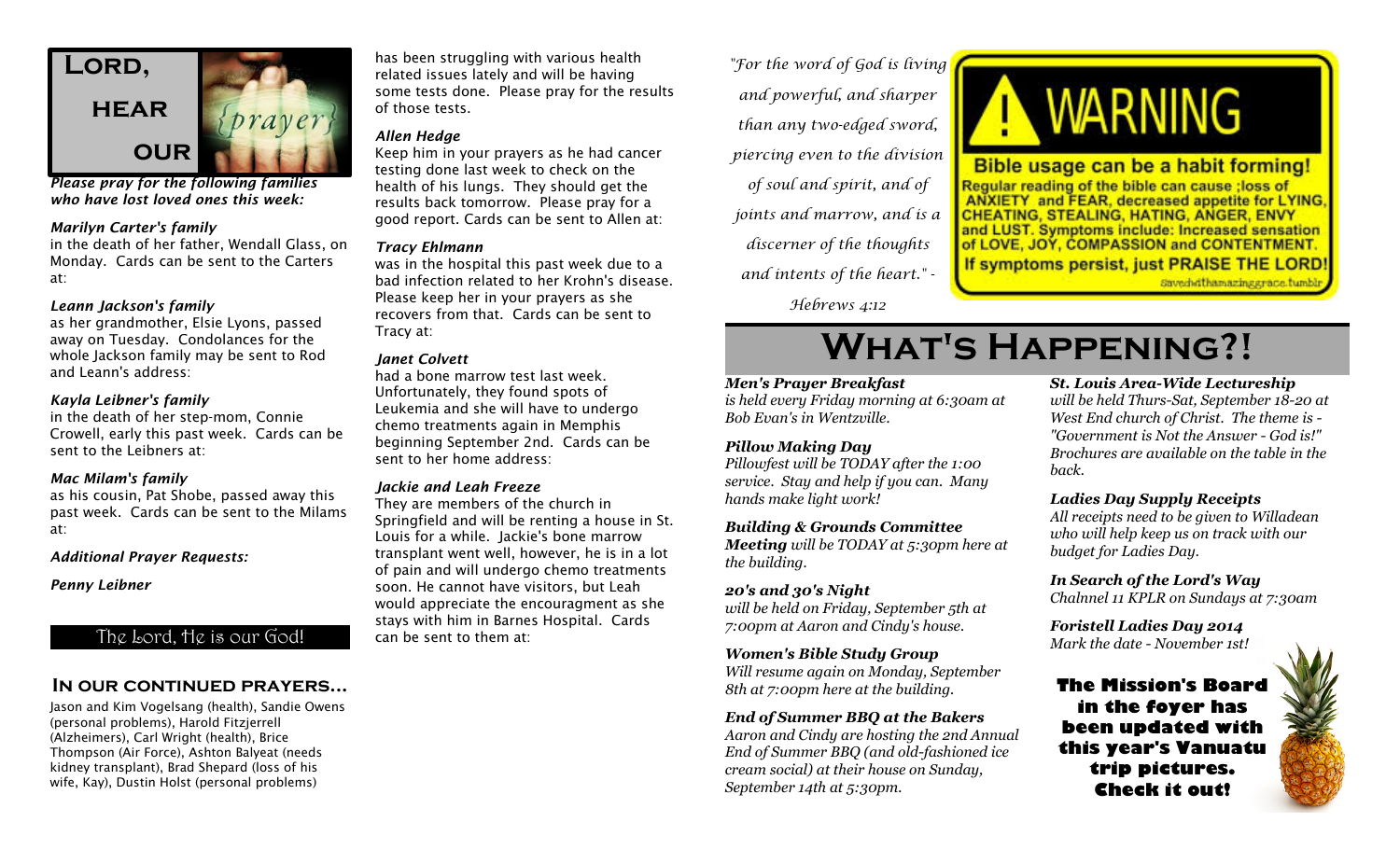# Lord, hear our

{prayer}

***Please pray for the following families who have lost loved ones this week:***

***Marilyn Carter's family***
in the death of her father, Wendall Glass, on Monday. Cards can be sent to the Carters at:

***Leann Jackson's family***
as her grandmother, Elsie Lyons, passed away on Tuesday. Condolences for the whole Jackson family may be sent to Rod and Leann's address:

***Kayla Leibner's family***
in the death of her step-mom, Connie Crowell, early this past week. Cards can be sent to the Leibners at:

***Mac Milam's family***
as his cousin, Pat Shobe, passed away this past week. Cards can be sent to the Milams at:

***Additional Prayer Requests:***

***Penny Leibner***
has been struggling with various health related issues lately and will be having some tests done. Please pray for the results of those tests.

***Allen Hedge***
Keep him in your prayers as he had cancer testing done last week to check on the health of his lungs. They should get the results back tomorrow. Please pray for a good report. Cards can be sent to Allen at:

***Tracy Ehlmann***
was in the hospital this past week due to a bad infection related to her Krohn's disease. Please keep her in your prayers as she recovers from that. Cards can be sent to Tracy at:

***Janet Colvett***
had a bone marrow test last week. Unfortunately, they found spots of Leukemia and she will have to undergo chemo treatments again in Memphis beginning September 2nd. Cards can be sent to her home address:

***Jackie and Leah Freeze***
They are members of the church in Springfield and will be renting a house in St. Louis for a while. Jackie's bone marrow transplant went well, however, he is in a lot of pain and will undergo chemo treatments soon. He cannot have visitors, but Leah would appreciate the encouragment as she stays with him in Barnes Hospital. Cards can be sent to them at:

The Lord, He is our God!

## In our continued prayers...

Jason and Kim Vogelsang (health), Sandie Owens (personal problems), Harold Fitzjerrell (Alzheimers), Carl Wright (health), Brice Thompson (Air Force), Ashton Balyeat (needs kidney transplant), Brad Shepard (loss of his wife, Kay), Dustin Holst (personal problems)

*"For the word of God is living and powerful, and sharper than any two-edged sword, piercing even to the division of soul and spirit, and of joints and marrow, and is a discerner of the thoughts and intents of the heart." - Hebrews 4:12*

**WARNING**

**Bible usage can be a habit forming!**
**Regular reading of the bible can cause ;loss of ANXIETY and FEAR, decreased appetite for LYING, CHEATING, STEALING, HATING, ANGER, ENVY and LUST. Symptoms include: Increased sensation of LOVE, JOY, COMPASSION and CONTENTMENT.**
**If symptoms persist, just PRAISE THE LORD!**

savedwithamazinggrace.tumblr

# What's Happening?!

***Men's Prayer Breakfast***
*is held every Friday morning at 6:30am at Bob Evan's in Wentzville.*

***Pillow Making Day***
*Pillowfest will be TODAY after the 1:00 service. Stay and help if you can. Many hands make light work!*

***Building & Grounds Committee Meeting*** *will be TODAY at 5:30pm here at the building.*

***20's and 30's Night***
*will be held on Friday, September 5th at 7:00pm at Aaron and Cindy's house.*

***Women's Bible Study Group***
*Will resume again on Monday, September 8th at 7:00pm here at the building.*

***End of Summer BBQ at the Bakers***
*Aaron and Cindy are hosting the 2nd Annual End of Summer BBQ (and old-fashioned ice cream social) at their house on Sunday, September 14th at 5:30pm.*

***St. Louis Area-Wide Lectureship***
*will be held Thurs-Sat, September 18-20 at West End church of Christ. The theme is - "Government is Not the Answer - God is!" Brochures are available on the table in the back.*

***Ladies Day Supply Receipts***
*All receipts need to be given to Willadean who will help keep us on track with our budget for Ladies Day.*

***In Search of the Lord's Way***
*Chalnnel 11 KPLR on Sundays at 7:30am*

***Foristell Ladies Day 2014***
*Mark the date - November 1st!*

**The Mission's Board in the foyer has been updated with this year's Vanuatu trip pictures. Check it out!**